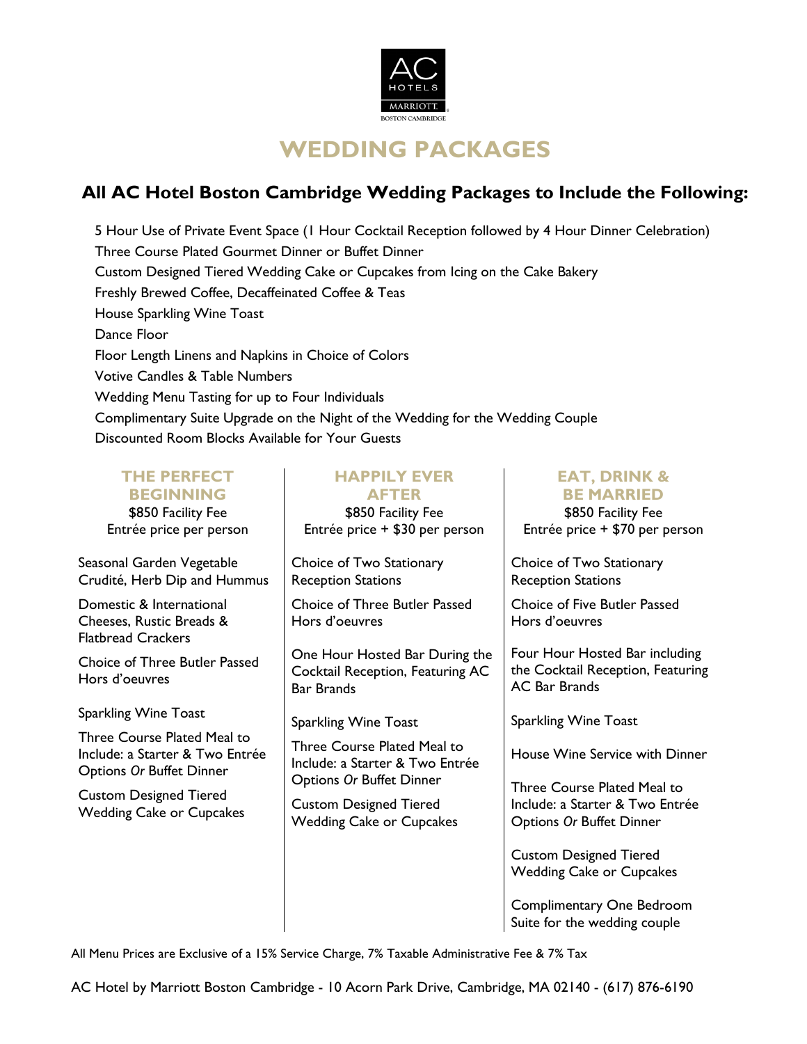AC HOTELS MARRIOTT BOSTON CAMBRIDGE

# WEDDING PACKAGES

## All AC Hotel Boston Cambridge Wedding Packages to Include the Following:

- 5 Hour Use of Private Event Space (1 Hour Cocktail Reception followed by 4 Hour Dinner Celebration)
- Three Course Plated Gourmet Dinner or Buffet Dinner
- Custom Designed Tiered Wedding Cake or Cupcakes from Icing on the Cake Bakery
- Freshly Brewed Coffee, Decaffeinated Coffee & Teas
- House Sparkling Wine Toast
- Dance Floor
- Floor Length Linens and Napkins in Choice of Colors
- Votive Candles & Table Numbers
- Wedding Menu Tasting for up to Four Individuals
- Complimentary Suite Upgrade on the Night of the Wedding for the Wedding Couple
- Discounted Room Blocks Available for Your Guests

### THE PERFECT BEGINNING

$850 Facility Fee
Entrée price per person

- Seasonal Garden Vegetable Crudité, Herb Dip and Hummus
- Domestic & International Cheeses, Rustic Breads & Flatbread Crackers
- Choice of Three Butler Passed Hors d'oeuvres
- Sparkling Wine Toast
- Three Course Plated Meal to Include: a Starter & Two Entrée Options *Or* Buffet Dinner
- Custom Designed Tiered Wedding Cake or Cupcakes

### HAPPILY EVER AFTER

$850 Facility Fee
Entrée price + $30 per person

- Choice of Two Stationary Reception Stations
- Choice of Three Butler Passed Hors d'oeuvres
- One Hour Hosted Bar During the Cocktail Reception, Featuring AC Bar Brands
- Sparkling Wine Toast
- Three Course Plated Meal to Include: a Starter & Two Entrée Options *Or* Buffet Dinner
- Custom Designed Tiered Wedding Cake or Cupcakes

### EAT, DRINK & BE MARRIED

$850 Facility Fee
Entrée price + $70 per person

- Choice of Two Stationary Reception Stations
- Choice of Five Butler Passed Hors d'oeuvres
- Four Hour Hosted Bar including the Cocktail Reception, Featuring AC Bar Brands
- Sparkling Wine Toast
- House Wine Service with Dinner
- Three Course Plated Meal to Include: a Starter & Two Entrée Options *Or* Buffet Dinner
- Custom Designed Tiered Wedding Cake or Cupcakes
- Complimentary One Bedroom Suite for the wedding couple

All Menu Prices are Exclusive of a 15% Service Charge, 7% Taxable Administrative Fee & 7% Tax

AC Hotel by Marriott Boston Cambridge - 10 Acorn Park Drive, Cambridge, MA 02140 - (617) 876-6190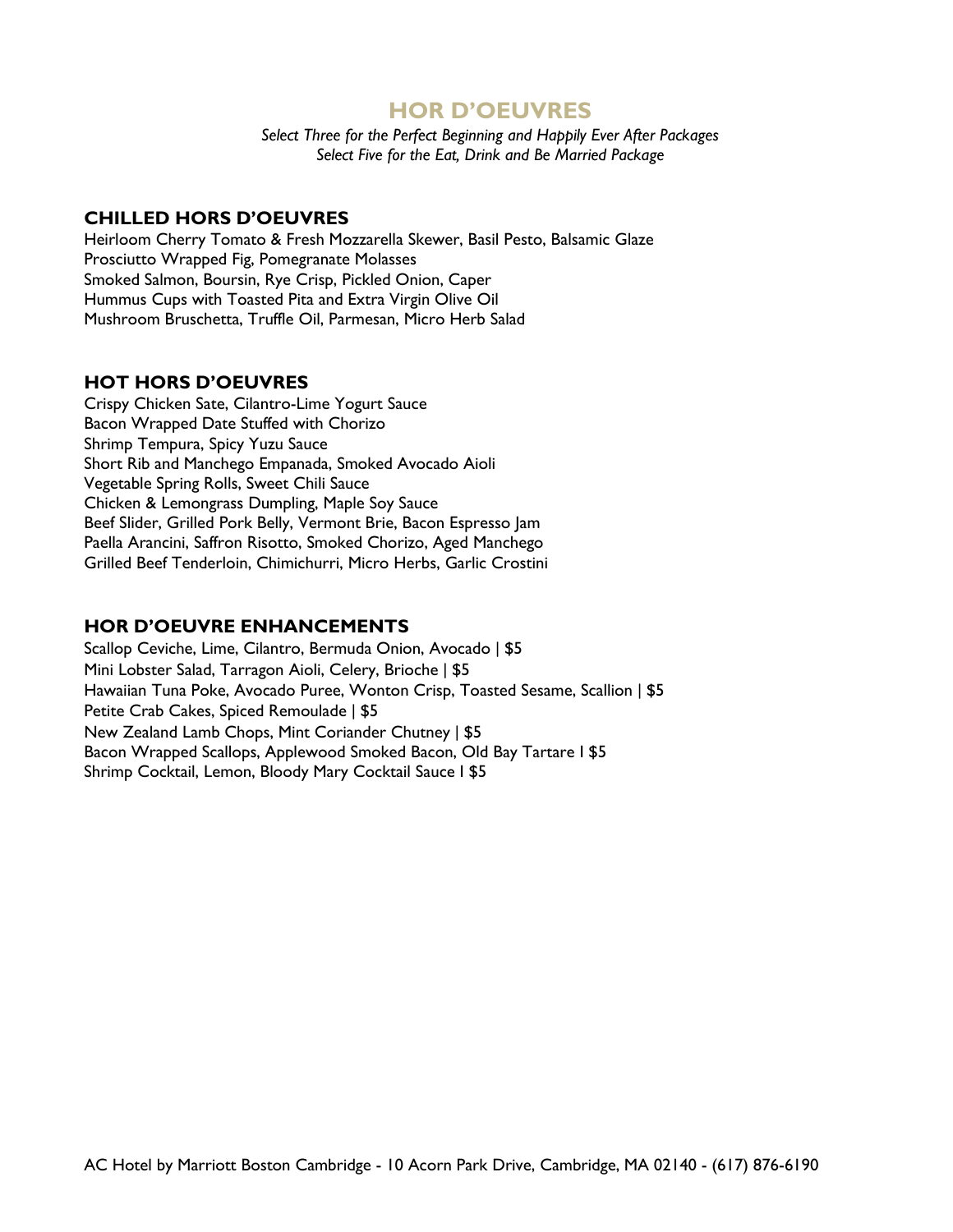# HOR D'OEUVRES

*Select Three for the Perfect Beginning and Happily Ever After Packages*
*Select Five for the Eat, Drink and Be Married Package*

## CHILLED HORS D'OEUVRES

Heirloom Cherry Tomato & Fresh Mozzarella Skewer, Basil Pesto, Balsamic Glaze
Prosciutto Wrapped Fig, Pomegranate Molasses
Smoked Salmon, Boursin, Rye Crisp, Pickled Onion, Caper
Hummus Cups with Toasted Pita and Extra Virgin Olive Oil
Mushroom Bruschetta, Truffle Oil, Parmesan, Micro Herb Salad

## HOT HORS D'OEUVRES

Crispy Chicken Sate, Cilantro-Lime Yogurt Sauce
Bacon Wrapped Date Stuffed with Chorizo
Shrimp Tempura, Spicy Yuzu Sauce
Short Rib and Manchego Empanada, Smoked Avocado Aioli
Vegetable Spring Rolls, Sweet Chili Sauce
Chicken & Lemongrass Dumpling, Maple Soy Sauce
Beef Slider, Grilled Pork Belly, Vermont Brie, Bacon Espresso Jam
Paella Arancini, Saffron Risotto, Smoked Chorizo, Aged Manchego
Grilled Beef Tenderloin, Chimichurri, Micro Herbs, Garlic Crostini

## HOR D'OEUVRE ENHANCEMENTS

Scallop Ceviche, Lime, Cilantro, Bermuda Onion, Avocado | $5
Mini Lobster Salad, Tarragon Aioli, Celery, Brioche | $5
Hawaiian Tuna Poke, Avocado Puree, Wonton Crisp, Toasted Sesame, Scallion | $5
Petite Crab Cakes, Spiced Remoulade | $5
New Zealand Lamb Chops, Mint Coriander Chutney | $5
Bacon Wrapped Scallops, Applewood Smoked Bacon, Old Bay Tartare I $5
Shrimp Cocktail, Lemon, Bloody Mary Cocktail Sauce I $5

AC Hotel by Marriott Boston Cambridge - 10 Acorn Park Drive, Cambridge, MA 02140 - (617) 876-6190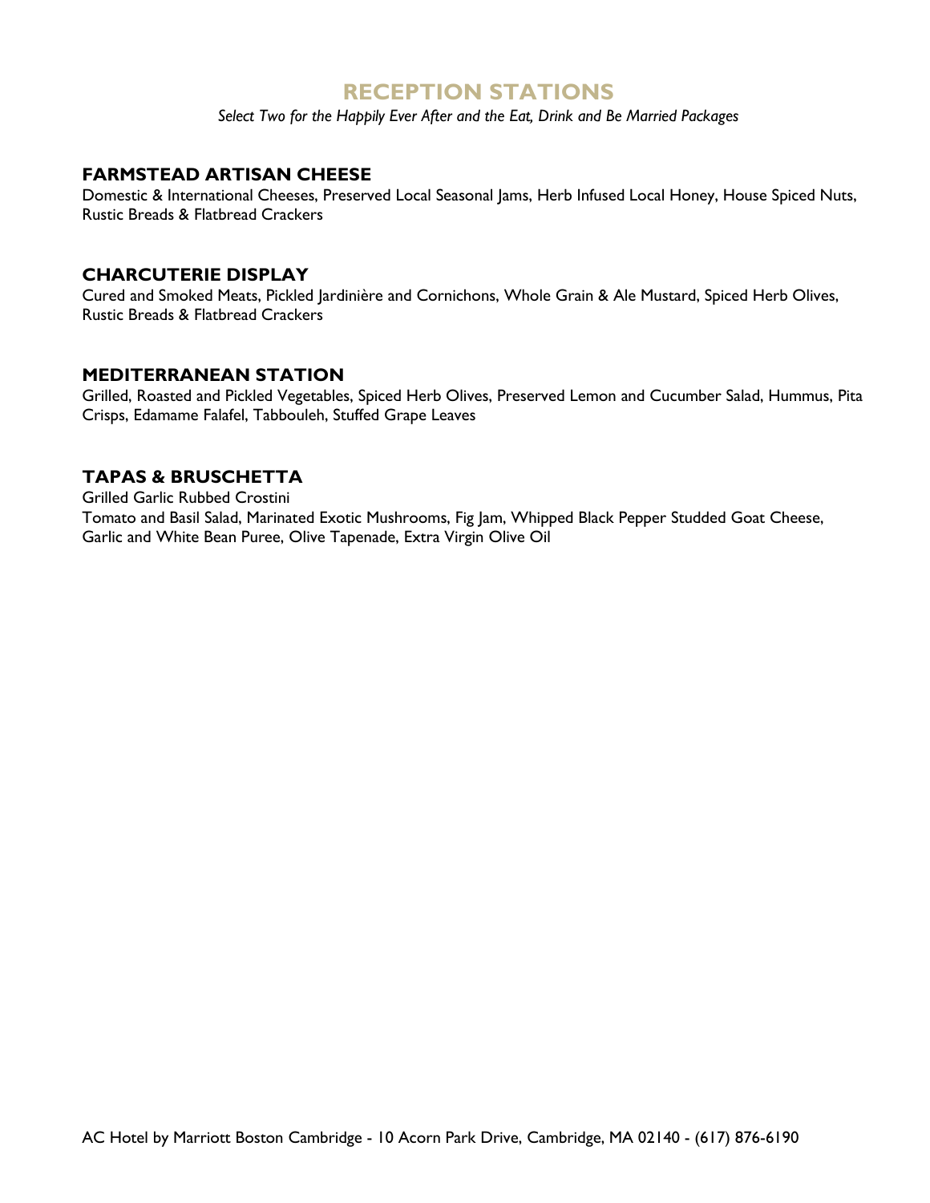# RECEPTION STATIONS

*Select Two for the Happily Ever After and the Eat, Drink and Be Married Packages*

## FARMSTEAD ARTISAN CHEESE

Domestic & International Cheeses, Preserved Local Seasonal Jams, Herb Infused Local Honey, House Spiced Nuts, Rustic Breads & Flatbread Crackers

## CHARCUTERIE DISPLAY

Cured and Smoked Meats, Pickled Jardinière and Cornichons, Whole Grain & Ale Mustard, Spiced Herb Olives, Rustic Breads & Flatbread Crackers

## MEDITERRANEAN STATION

Grilled, Roasted and Pickled Vegetables, Spiced Herb Olives, Preserved Lemon and Cucumber Salad, Hummus, Pita Crisps, Edamame Falafel, Tabbouleh, Stuffed Grape Leaves

## TAPAS & BRUSCHETTA

Grilled Garlic Rubbed Crostini

Tomato and Basil Salad, Marinated Exotic Mushrooms, Fig Jam, Whipped Black Pepper Studded Goat Cheese, Garlic and White Bean Puree, Olive Tapenade, Extra Virgin Olive Oil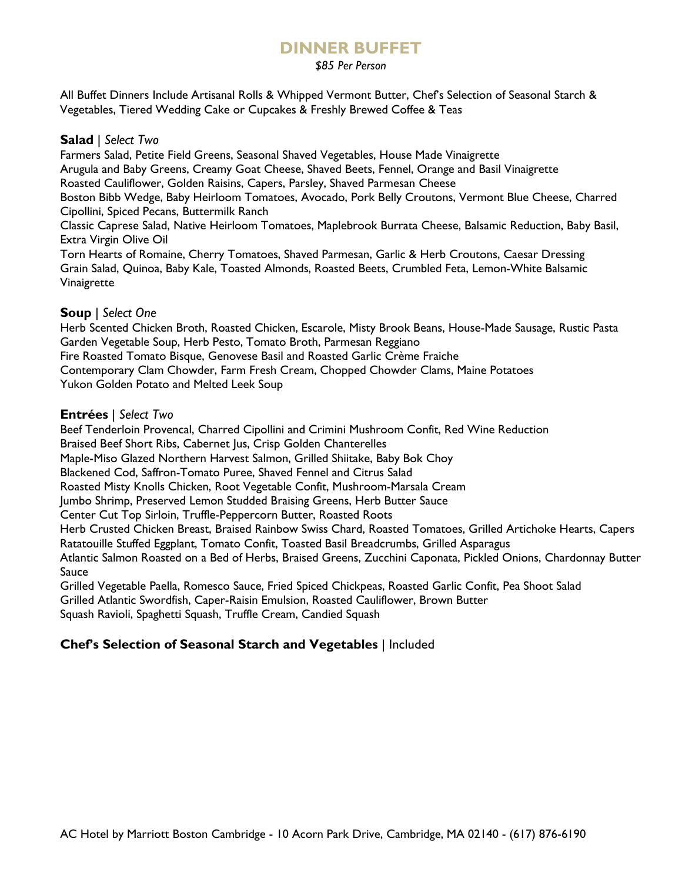# DINNER BUFFET

*$85 Per Person*

All Buffet Dinners Include Artisanal Rolls & Whipped Vermont Butter, Chef's Selection of Seasonal Starch & Vegetables, Tiered Wedding Cake or Cupcakes & Freshly Brewed Coffee & Teas

**Salad** | *Select Two*

Farmers Salad, Petite Field Greens, Seasonal Shaved Vegetables, House Made Vinaigrette
Arugula and Baby Greens, Creamy Goat Cheese, Shaved Beets, Fennel, Orange and Basil Vinaigrette
Roasted Cauliflower, Golden Raisins, Capers, Parsley, Shaved Parmesan Cheese
Boston Bibb Wedge, Baby Heirloom Tomatoes, Avocado, Pork Belly Croutons, Vermont Blue Cheese, Charred Cipollini, Spiced Pecans, Buttermilk Ranch
Classic Caprese Salad, Native Heirloom Tomatoes, Maplebrook Burrata Cheese, Balsamic Reduction, Baby Basil, Extra Virgin Olive Oil
Torn Hearts of Romaine, Cherry Tomatoes, Shaved Parmesan, Garlic & Herb Croutons, Caesar Dressing
Grain Salad, Quinoa, Baby Kale, Toasted Almonds, Roasted Beets, Crumbled Feta, Lemon-White Balsamic Vinaigrette

**Soup** | *Select One*

Herb Scented Chicken Broth, Roasted Chicken, Escarole, Misty Brook Beans, House-Made Sausage, Rustic Pasta
Garden Vegetable Soup, Herb Pesto, Tomato Broth, Parmesan Reggiano
Fire Roasted Tomato Bisque, Genovese Basil and Roasted Garlic Crème Fraiche
Contemporary Clam Chowder, Farm Fresh Cream, Chopped Chowder Clams, Maine Potatoes
Yukon Golden Potato and Melted Leek Soup

**Entrées** | *Select Two*

Beef Tenderloin Provencal, Charred Cipollini and Crimini Mushroom Confit, Red Wine Reduction
Braised Beef Short Ribs, Cabernet Jus, Crisp Golden Chanterelles
Maple-Miso Glazed Northern Harvest Salmon, Grilled Shiitake, Baby Bok Choy
Blackened Cod, Saffron-Tomato Puree, Shaved Fennel and Citrus Salad
Roasted Misty Knolls Chicken, Root Vegetable Confit, Mushroom-Marsala Cream
Jumbo Shrimp, Preserved Lemon Studded Braising Greens, Herb Butter Sauce
Center Cut Top Sirloin, Truffle-Peppercorn Butter, Roasted Roots
Herb Crusted Chicken Breast, Braised Rainbow Swiss Chard, Roasted Tomatoes, Grilled Artichoke Hearts, Capers
Ratatouille Stuffed Eggplant, Tomato Confit, Toasted Basil Breadcrumbs, Grilled Asparagus
Atlantic Salmon Roasted on a Bed of Herbs, Braised Greens, Zucchini Caponata, Pickled Onions, Chardonnay Butter Sauce
Grilled Vegetable Paella, Romesco Sauce, Fried Spiced Chickpeas, Roasted Garlic Confit, Pea Shoot Salad
Grilled Atlantic Swordfish, Caper-Raisin Emulsion, Roasted Cauliflower, Brown Butter
Squash Ravioli, Spaghetti Squash, Truffle Cream, Candied Squash

**Chef's Selection of Seasonal Starch and Vegetables** | Included

AC Hotel by Marriott Boston Cambridge - 10 Acorn Park Drive, Cambridge, MA 02140 - (617) 876-6190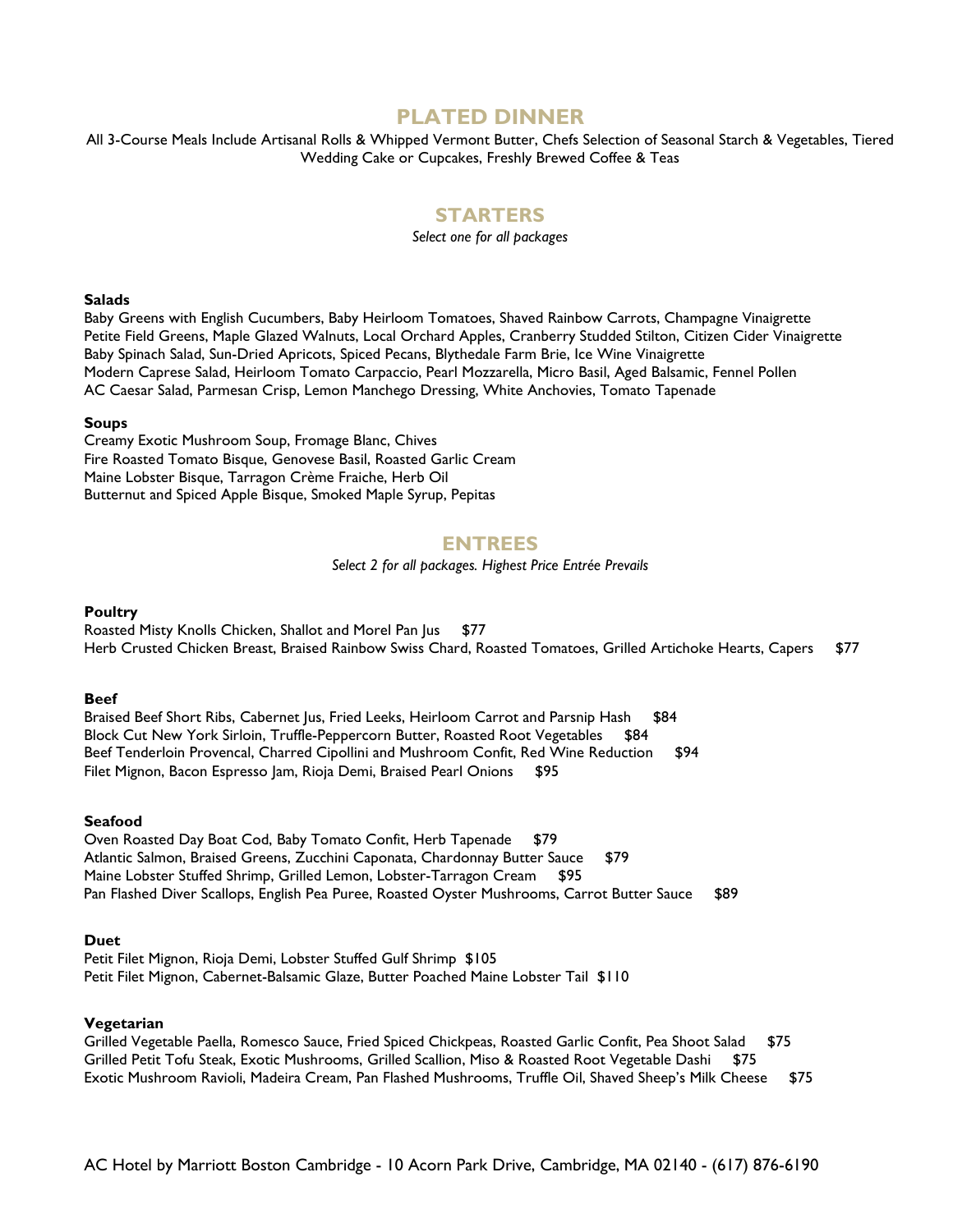# PLATED DINNER

All 3-Course Meals Include Artisanal Rolls & Whipped Vermont Butter, Chefs Selection of Seasonal Starch & Vegetables, Tiered Wedding Cake or Cupcakes, Freshly Brewed Coffee & Teas

## STARTERS

*Select one for all packages*

**Salads**

Baby Greens with English Cucumbers, Baby Heirloom Tomatoes, Shaved Rainbow Carrots, Champagne Vinaigrette
Petite Field Greens, Maple Glazed Walnuts, Local Orchard Apples, Cranberry Studded Stilton, Citizen Cider Vinaigrette
Baby Spinach Salad, Sun-Dried Apricots, Spiced Pecans, Blythedale Farm Brie, Ice Wine Vinaigrette
Modern Caprese Salad, Heirloom Tomato Carpaccio, Pearl Mozzarella, Micro Basil, Aged Balsamic, Fennel Pollen
AC Caesar Salad, Parmesan Crisp, Lemon Manchego Dressing, White Anchovies, Tomato Tapenade

**Soups**

Creamy Exotic Mushroom Soup, Fromage Blanc, Chives
Fire Roasted Tomato Bisque, Genovese Basil, Roasted Garlic Cream
Maine Lobster Bisque, Tarragon Crème Fraiche, Herb Oil
Butternut and Spiced Apple Bisque, Smoked Maple Syrup, Pepitas

## ENTREES

*Select 2 for all packages. Highest Price Entrée Prevails*

**Poultry**

Roasted Misty Knolls Chicken, Shallot and Morel Pan Jus $77
Herb Crusted Chicken Breast, Braised Rainbow Swiss Chard, Roasted Tomatoes, Grilled Artichoke Hearts, Capers $77

**Beef**

Braised Beef Short Ribs, Cabernet Jus, Fried Leeks, Heirloom Carrot and Parsnip Hash $84
Block Cut New York Sirloin, Truffle-Peppercorn Butter, Roasted Root Vegetables $84
Beef Tenderloin Provencal, Charred Cipollini and Mushroom Confit, Red Wine Reduction $94
Filet Mignon, Bacon Espresso Jam, Rioja Demi, Braised Pearl Onions $95

**Seafood**

Oven Roasted Day Boat Cod, Baby Tomato Confit, Herb Tapenade $79
Atlantic Salmon, Braised Greens, Zucchini Caponata, Chardonnay Butter Sauce $79
Maine Lobster Stuffed Shrimp, Grilled Lemon, Lobster-Tarragon Cream $95
Pan Flashed Diver Scallops, English Pea Puree, Roasted Oyster Mushrooms, Carrot Butter Sauce $89

**Duet**

Petit Filet Mignon, Rioja Demi, Lobster Stuffed Gulf Shrimp $105
Petit Filet Mignon, Cabernet-Balsamic Glaze, Butter Poached Maine Lobster Tail $110

**Vegetarian**

Grilled Vegetable Paella, Romesco Sauce, Fried Spiced Chickpeas, Roasted Garlic Confit, Pea Shoot Salad $75
Grilled Petit Tofu Steak, Exotic Mushrooms, Grilled Scallion, Miso & Roasted Root Vegetable Dashi $75
Exotic Mushroom Ravioli, Madeira Cream, Pan Flashed Mushrooms, Truffle Oil, Shaved Sheep's Milk Cheese $75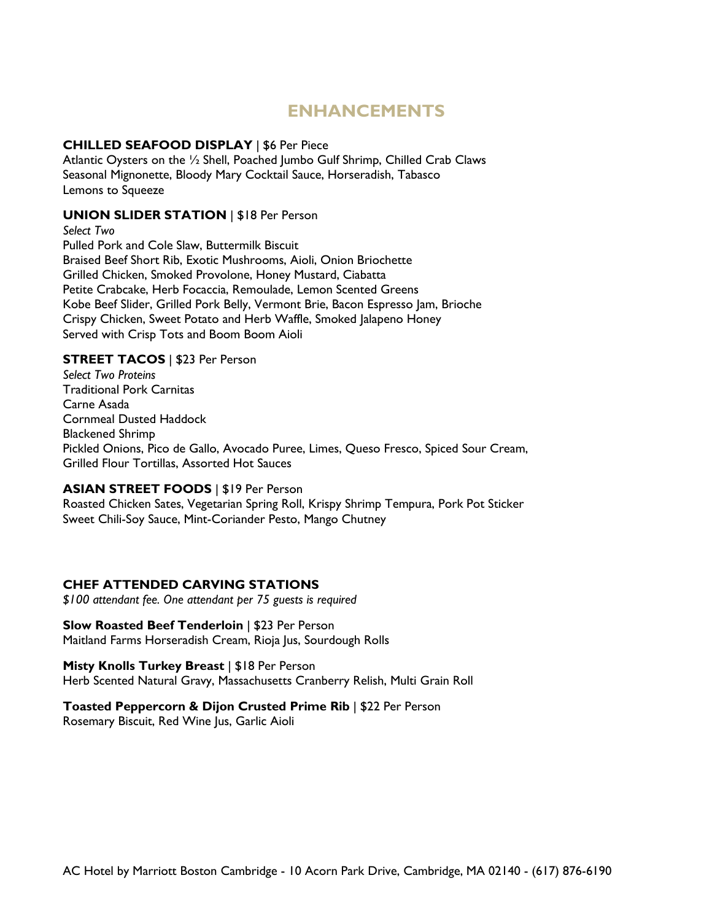# ENHANCEMENTS

**CHILLED SEAFOOD DISPLAY** | $6 Per Piece
Atlantic Oysters on the ½ Shell, Poached Jumbo Gulf Shrimp, Chilled Crab Claws
Seasonal Mignonette, Bloody Mary Cocktail Sauce, Horseradish, Tabasco
Lemons to Squeeze

**UNION SLIDER STATION** | $18 Per Person
*Select Two*
Pulled Pork and Cole Slaw, Buttermilk Biscuit
Braised Beef Short Rib, Exotic Mushrooms, Aioli, Onion Briochette
Grilled Chicken, Smoked Provolone, Honey Mustard, Ciabatta
Petite Crabcake, Herb Focaccia, Remoulade, Lemon Scented Greens
Kobe Beef Slider, Grilled Pork Belly, Vermont Brie, Bacon Espresso Jam, Brioche
Crispy Chicken, Sweet Potato and Herb Waffle, Smoked Jalapeno Honey
Served with Crisp Tots and Boom Boom Aioli

**STREET TACOS** | $23 Per Person
*Select Two Proteins*
Traditional Pork Carnitas
Carne Asada
Cornmeal Dusted Haddock
Blackened Shrimp
Pickled Onions, Pico de Gallo, Avocado Puree, Limes, Queso Fresco, Spiced Sour Cream,
Grilled Flour Tortillas, Assorted Hot Sauces

**ASIAN STREET FOODS** | $19 Per Person
Roasted Chicken Sates, Vegetarian Spring Roll, Krispy Shrimp Tempura, Pork Pot Sticker
Sweet Chili-Soy Sauce, Mint-Coriander Pesto, Mango Chutney

**CHEF ATTENDED CARVING STATIONS**
*$100 attendant fee. One attendant per 75 guests is required*

**Slow Roasted Beef Tenderloin** | $23 Per Person
Maitland Farms Horseradish Cream, Rioja Jus, Sourdough Rolls

**Misty Knolls Turkey Breast** | $18 Per Person
Herb Scented Natural Gravy, Massachusetts Cranberry Relish, Multi Grain Roll

**Toasted Peppercorn & Dijon Crusted Prime Rib** | $22 Per Person
Rosemary Biscuit, Red Wine Jus, Garlic Aioli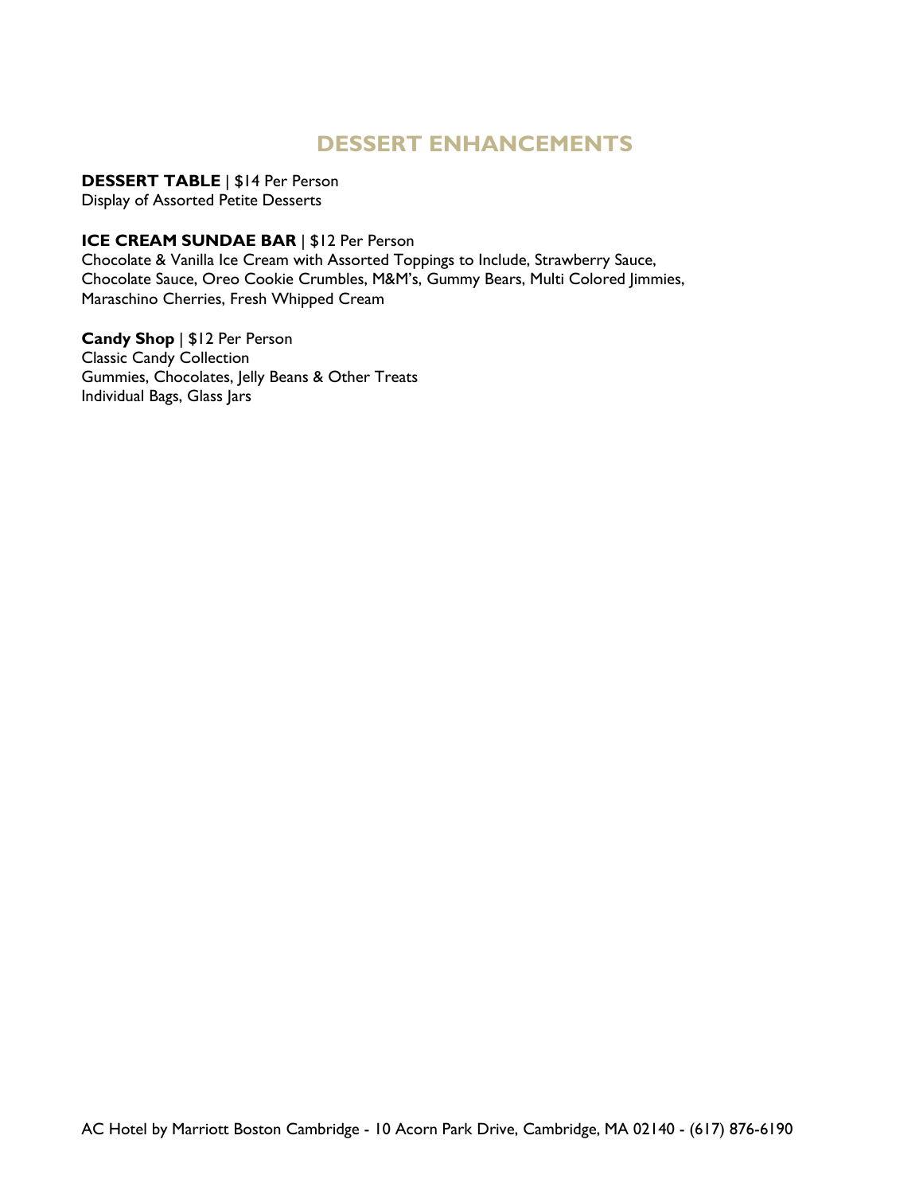# DESSERT ENHANCEMENTS

**DESSERT TABLE** | $14 Per Person
Display of Assorted Petite Desserts

**ICE CREAM SUNDAE BAR** | $12 Per Person
Chocolate & Vanilla Ice Cream with Assorted Toppings to Include, Strawberry Sauce, Chocolate Sauce, Oreo Cookie Crumbles, M&M's, Gummy Bears, Multi Colored Jimmies, Maraschino Cherries, Fresh Whipped Cream

**Candy Shop** | $12 Per Person
Classic Candy Collection
Gummies, Chocolates, Jelly Beans & Other Treats
Individual Bags, Glass Jars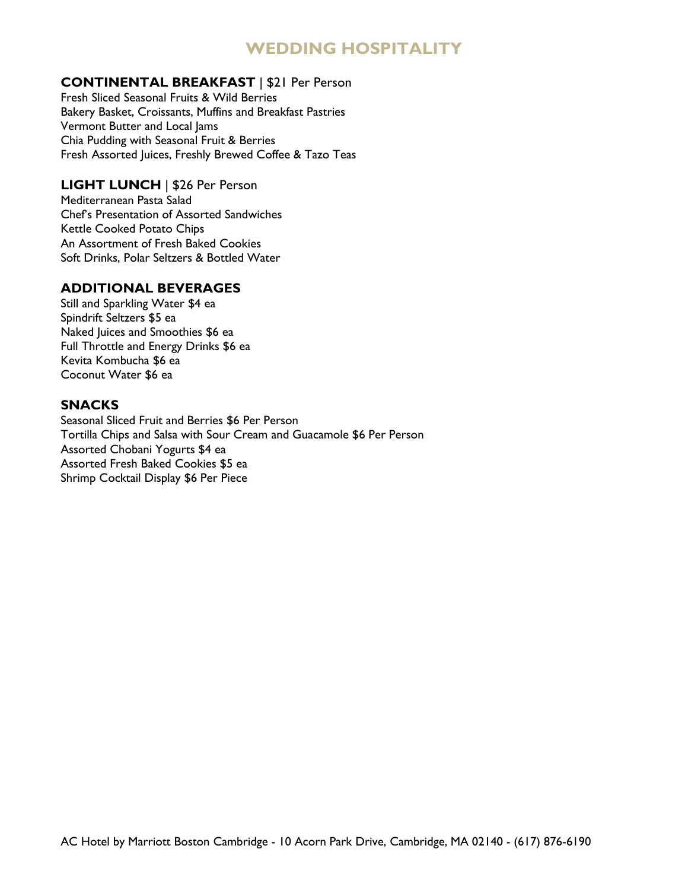# WEDDING HOSPITALITY

## CONTINENTAL BREAKFAST | $21 Per Person

Fresh Sliced Seasonal Fruits & Wild Berries
Bakery Basket, Croissants, Muffins and Breakfast Pastries
Vermont Butter and Local Jams
Chia Pudding with Seasonal Fruit & Berries
Fresh Assorted Juices, Freshly Brewed Coffee & Tazo Teas

## LIGHT LUNCH | $26 Per Person

Mediterranean Pasta Salad
Chef's Presentation of Assorted Sandwiches
Kettle Cooked Potato Chips
An Assortment of Fresh Baked Cookies
Soft Drinks, Polar Seltzers & Bottled Water

## ADDITIONAL BEVERAGES

Still and Sparkling Water $4 ea
Spindrift Seltzers $5 ea
Naked Juices and Smoothies $6 ea
Full Throttle and Energy Drinks $6 ea
Kevita Kombucha $6 ea
Coconut Water $6 ea

## SNACKS

Seasonal Sliced Fruit and Berries $6 Per Person
Tortilla Chips and Salsa with Sour Cream and Guacamole $6 Per Person
Assorted Chobani Yogurts $4 ea
Assorted Fresh Baked Cookies $5 ea
Shrimp Cocktail Display $6 Per Piece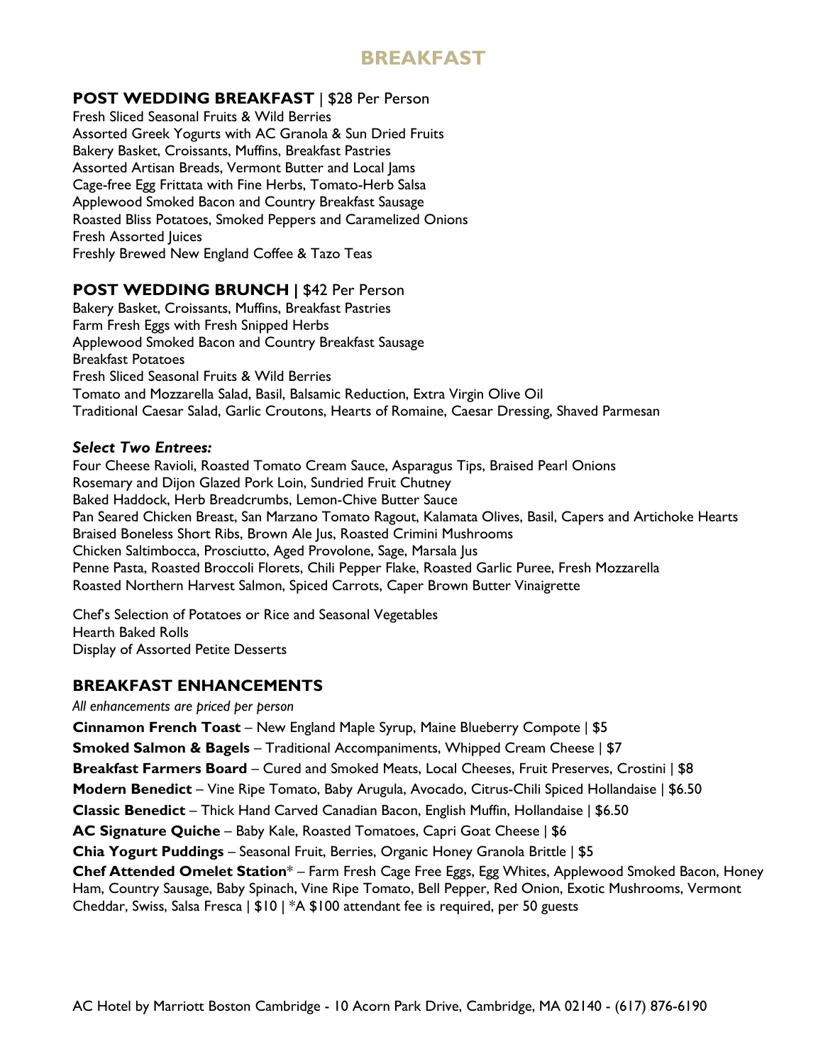# BREAKFAST

## POST WEDDING BREAKFAST | $28 Per Person

Fresh Sliced Seasonal Fruits & Wild Berries
Assorted Greek Yogurts with AC Granola & Sun Dried Fruits
Bakery Basket, Croissants, Muffins, Breakfast Pastries
Assorted Artisan Breads, Vermont Butter and Local Jams
Cage-free Egg Frittata with Fine Herbs, Tomato-Herb Salsa
Applewood Smoked Bacon and Country Breakfast Sausage
Roasted Bliss Potatoes, Smoked Peppers and Caramelized Onions
Fresh Assorted Juices
Freshly Brewed New England Coffee & Tazo Teas

## POST WEDDING BRUNCH | $42 Per Person

Bakery Basket, Croissants, Muffins, Breakfast Pastries
Farm Fresh Eggs with Fresh Snipped Herbs
Applewood Smoked Bacon and Country Breakfast Sausage
Breakfast Potatoes
Fresh Sliced Seasonal Fruits & Wild Berries
Tomato and Mozzarella Salad, Basil, Balsamic Reduction, Extra Virgin Olive Oil
Traditional Caesar Salad, Garlic Croutons, Hearts of Romaine, Caesar Dressing, Shaved Parmesan

***Select Two Entrees:***

Four Cheese Ravioli, Roasted Tomato Cream Sauce, Asparagus Tips, Braised Pearl Onions
Rosemary and Dijon Glazed Pork Loin, Sundried Fruit Chutney
Baked Haddock, Herb Breadcrumbs, Lemon-Chive Butter Sauce
Pan Seared Chicken Breast, San Marzano Tomato Ragout, Kalamata Olives, Basil, Capers and Artichoke Hearts
Braised Boneless Short Ribs, Brown Ale Jus, Roasted Crimini Mushrooms
Chicken Saltimbocca, Prosciutto, Aged Provolone, Sage, Marsala Jus
Penne Pasta, Roasted Broccoli Florets, Chili Pepper Flake, Roasted Garlic Puree, Fresh Mozzarella
Roasted Northern Harvest Salmon, Spiced Carrots, Caper Brown Butter Vinaigrette

Chef's Selection of Potatoes or Rice and Seasonal Vegetables
Hearth Baked Rolls
Display of Assorted Petite Desserts

## BREAKFAST ENHANCEMENTS

*All enhancements are priced per person*

**Cinnamon French Toast** – New England Maple Syrup, Maine Blueberry Compote | $5
**Smoked Salmon & Bagels** – Traditional Accompaniments, Whipped Cream Cheese | $7
**Breakfast Farmers Board** – Cured and Smoked Meats, Local Cheeses, Fruit Preserves, Crostini | $8
**Modern Benedict** – Vine Ripe Tomato, Baby Arugula, Avocado, Citrus-Chili Spiced Hollandaise | $6.50
**Classic Benedict** – Thick Hand Carved Canadian Bacon, English Muffin, Hollandaise | $6.50
**AC Signature Quiche** – Baby Kale, Roasted Tomatoes, Capri Goat Cheese | $6
**Chia Yogurt Puddings** – Seasonal Fruit, Berries, Organic Honey Granola Brittle | $5
**Chef Attended Omelet Station*** – Farm Fresh Cage Free Eggs, Egg Whites, Applewood Smoked Bacon, Honey Ham, Country Sausage, Baby Spinach, Vine Ripe Tomato, Bell Pepper, Red Onion, Exotic Mushrooms, Vermont Cheddar, Swiss, Salsa Fresca | $10 | *A $100 attendant fee is required, per 50 guests

AC Hotel by Marriott Boston Cambridge - 10 Acorn Park Drive, Cambridge, MA 02140 - (617) 876-6190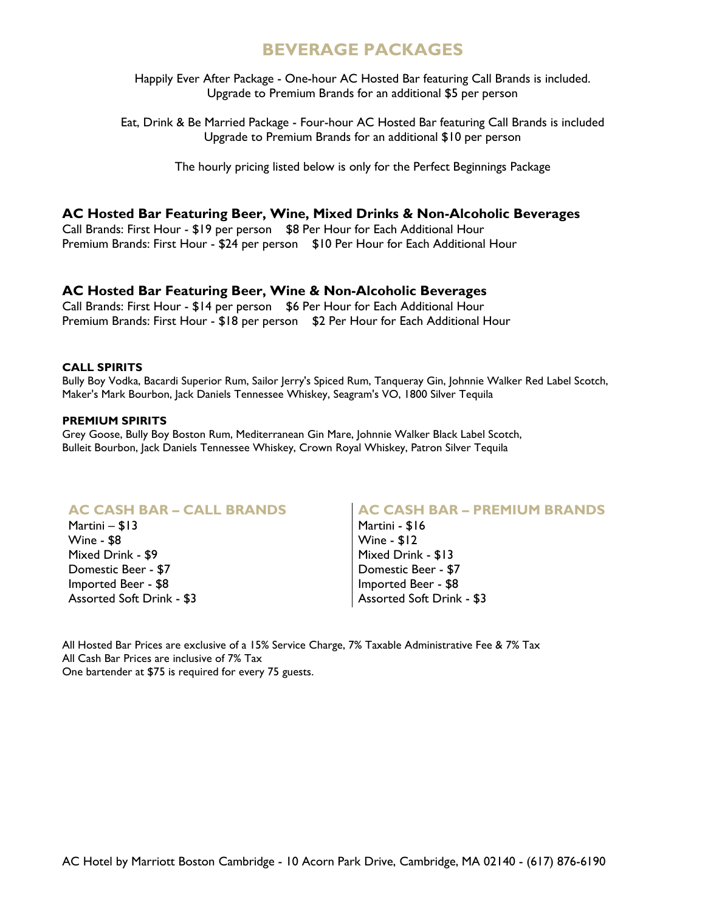# BEVERAGE PACKAGES

Happily Ever After Package - One-hour AC Hosted Bar featuring Call Brands is included.
Upgrade to Premium Brands for an additional $5 per person

Eat, Drink & Be Married Package - Four-hour AC Hosted Bar featuring Call Brands is included
Upgrade to Premium Brands for an additional $10 per person

The hourly pricing listed below is only for the Perfect Beginnings Package

## AC Hosted Bar Featuring Beer, Wine, Mixed Drinks & Non-Alcoholic Beverages

Call Brands: First Hour - $19 per person    $8 Per Hour for Each Additional Hour
Premium Brands: First Hour - $24 per person    $10 Per Hour for Each Additional Hour

## AC Hosted Bar Featuring Beer, Wine & Non-Alcoholic Beverages

Call Brands: First Hour - $14 per person    $6 Per Hour for Each Additional Hour
Premium Brands: First Hour - $18 per person    $2 Per Hour for Each Additional Hour

**CALL SPIRITS**

Bully Boy Vodka, Bacardi Superior Rum, Sailor Jerry's Spiced Rum, Tanqueray Gin, Johnnie Walker Red Label Scotch, Maker's Mark Bourbon, Jack Daniels Tennessee Whiskey, Seagram's VO, 1800 Silver Tequila

**PREMIUM SPIRITS**

Grey Goose, Bully Boy Boston Rum, Mediterranean Gin Mare, Johnnie Walker Black Label Scotch, Bulleit Bourbon, Jack Daniels Tennessee Whiskey, Crown Royal Whiskey, Patron Silver Tequila

## AC CASH BAR – CALL BRANDS

Martini – $13
Wine - $8
Mixed Drink - $9
Domestic Beer - $7
Imported Beer - $8
Assorted Soft Drink - $3

## AC CASH BAR – PREMIUM BRANDS

Martini - $16
Wine - $12
Mixed Drink - $13
Domestic Beer - $7
Imported Beer - $8
Assorted Soft Drink - $3

All Hosted Bar Prices are exclusive of a 15% Service Charge, 7% Taxable Administrative Fee & 7% Tax
All Cash Bar Prices are inclusive of 7% Tax
One bartender at $75 is required for every 75 guests.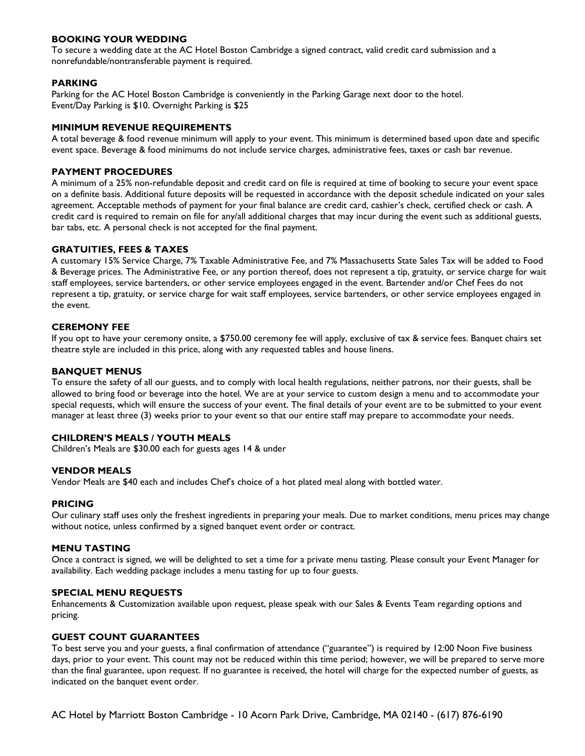### BOOKING YOUR WEDDING

To secure a wedding date at the AC Hotel Boston Cambridge a signed contract, valid credit card submission and a nonrefundable/nontransferable payment is required.

### PARKING

Parking for the AC Hotel Boston Cambridge is conveniently in the Parking Garage next door to the hotel.
Event/Day Parking is $10. Overnight Parking is $25

### MINIMUM REVENUE REQUIREMENTS

A total beverage & food revenue minimum will apply to your event. This minimum is determined based upon date and specific event space. Beverage & food minimums do not include service charges, administrative fees, taxes or cash bar revenue.

### PAYMENT PROCEDURES

A minimum of a 25% non-refundable deposit and credit card on file is required at time of booking to secure your event space on a definite basis. Additional future deposits will be requested in accordance with the deposit schedule indicated on your sales agreement. Acceptable methods of payment for your final balance are credit card, cashier's check, certified check or cash. A credit card is required to remain on file for any/all additional charges that may incur during the event such as additional guests, bar tabs, etc. A personal check is not accepted for the final payment.

### GRATUITIES, FEES & TAXES

A customary 15% Service Charge, 7% Taxable Administrative Fee, and 7% Massachusetts State Sales Tax will be added to Food & Beverage prices. The Administrative Fee, or any portion thereof, does not represent a tip, gratuity, or service charge for wait staff employees, service bartenders, or other service employees engaged in the event. Bartender and/or Chef Fees do not represent a tip, gratuity, or service charge for wait staff employees, service bartenders, or other service employees engaged in the event.

### CEREMONY FEE

If you opt to have your ceremony onsite, a $750.00 ceremony fee will apply, exclusive of tax & service fees. Banquet chairs set theatre style are included in this price, along with any requested tables and house linens.

### BANQUET MENUS

To ensure the safety of all our guests, and to comply with local health regulations, neither patrons, nor their guests, shall be allowed to bring food or beverage into the hotel. We are at your service to custom design a menu and to accommodate your special requests, which will ensure the success of your event. The final details of your event are to be submitted to your event manager at least three (3) weeks prior to your event so that our entire staff may prepare to accommodate your needs.

### CHILDREN'S MEALS / YOUTH MEALS

Children's Meals are $30.00 each for guests ages 14 & under

### VENDOR MEALS

Vendor Meals are $40 each and includes Chef's choice of a hot plated meal along with bottled water.

### PRICING

Our culinary staff uses only the freshest ingredients in preparing your meals. Due to market conditions, menu prices may change without notice, unless confirmed by a signed banquet event order or contract.

### MENU TASTING

Once a contract is signed, we will be delighted to set a time for a private menu tasting. Please consult your Event Manager for availability. Each wedding package includes a menu tasting for up to four guests.

### SPECIAL MENU REQUESTS

Enhancements & Customization available upon request, please speak with our Sales & Events Team regarding options and pricing.

### GUEST COUNT GUARANTEES

To best serve you and your guests, a final confirmation of attendance ("guarantee") is required by 12:00 Noon Five business days, prior to your event. This count may not be reduced within this time period; however, we will be prepared to serve more than the final guarantee, upon request. If no guarantee is received, the hotel will charge for the expected number of guests, as indicated on the banquet event order.

AC Hotel by Marriott Boston Cambridge - 10 Acorn Park Drive, Cambridge, MA 02140 - (617) 876-6190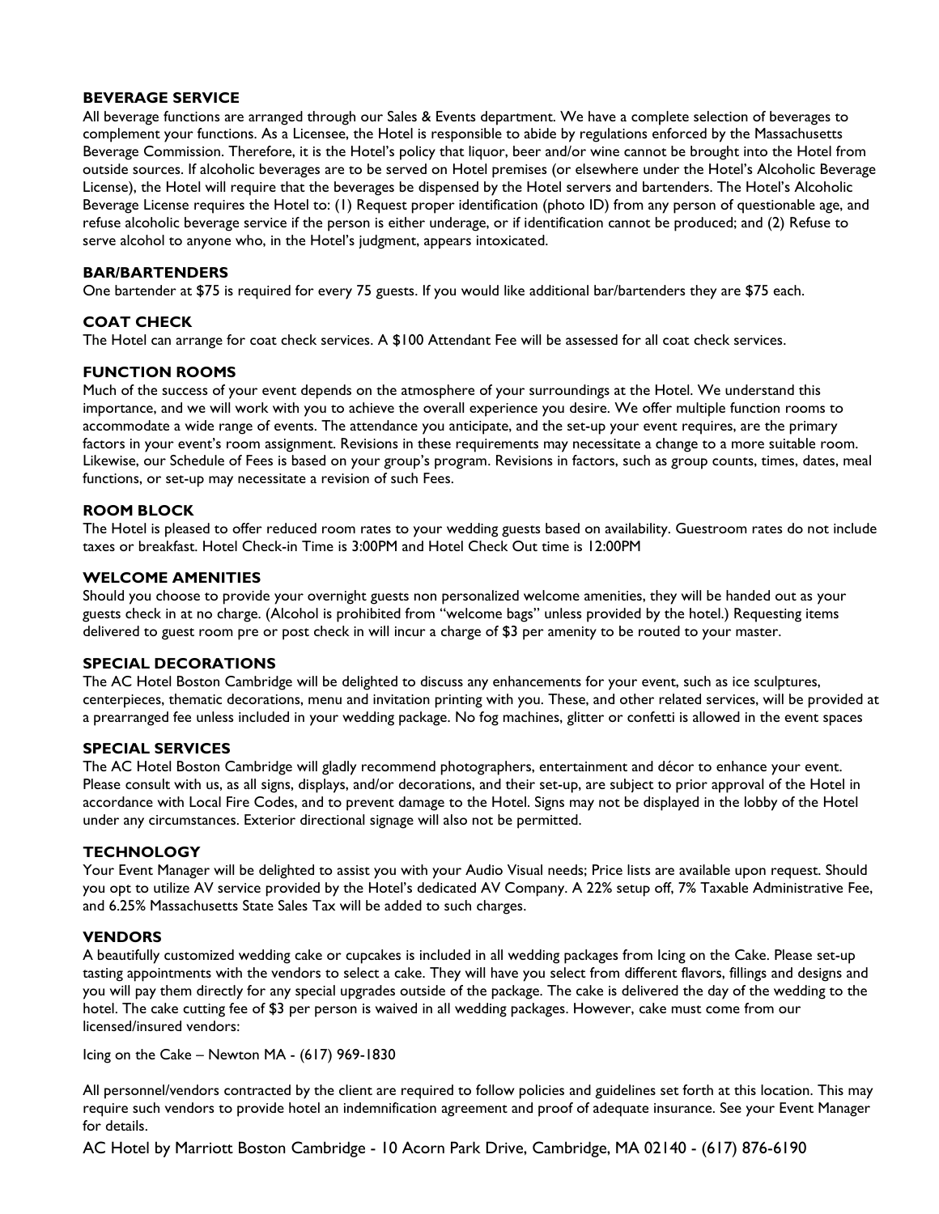### BEVERAGE SERVICE

All beverage functions are arranged through our Sales & Events department. We have a complete selection of beverages to complement your functions. As a Licensee, the Hotel is responsible to abide by regulations enforced by the Massachusetts Beverage Commission. Therefore, it is the Hotel's policy that liquor, beer and/or wine cannot be brought into the Hotel from outside sources. If alcoholic beverages are to be served on Hotel premises (or elsewhere under the Hotel's Alcoholic Beverage License), the Hotel will require that the beverages be dispensed by the Hotel servers and bartenders. The Hotel's Alcoholic Beverage License requires the Hotel to: (1) Request proper identification (photo ID) from any person of questionable age, and refuse alcoholic beverage service if the person is either underage, or if identification cannot be produced; and (2) Refuse to serve alcohol to anyone who, in the Hotel's judgment, appears intoxicated.

### BAR/BARTENDERS

One bartender at $75 is required for every 75 guests. If you would like additional bar/bartenders they are $75 each.

### COAT CHECK

The Hotel can arrange for coat check services. A $100 Attendant Fee will be assessed for all coat check services.

### FUNCTION ROOMS

Much of the success of your event depends on the atmosphere of your surroundings at the Hotel. We understand this importance, and we will work with you to achieve the overall experience you desire. We offer multiple function rooms to accommodate a wide range of events. The attendance you anticipate, and the set-up your event requires, are the primary factors in your event's room assignment. Revisions in these requirements may necessitate a change to a more suitable room. Likewise, our Schedule of Fees is based on your group's program. Revisions in factors, such as group counts, times, dates, meal functions, or set-up may necessitate a revision of such Fees.

### ROOM BLOCK

The Hotel is pleased to offer reduced room rates to your wedding guests based on availability. Guestroom rates do not include taxes or breakfast. Hotel Check-in Time is 3:00PM and Hotel Check Out time is 12:00PM

### WELCOME AMENITIES

Should you choose to provide your overnight guests non personalized welcome amenities, they will be handed out as your guests check in at no charge. (Alcohol is prohibited from "welcome bags" unless provided by the hotel.) Requesting items delivered to guest room pre or post check in will incur a charge of $3 per amenity to be routed to your master.

### SPECIAL DECORATIONS

The AC Hotel Boston Cambridge will be delighted to discuss any enhancements for your event, such as ice sculptures, centerpieces, thematic decorations, menu and invitation printing with you. These, and other related services, will be provided at a prearranged fee unless included in your wedding package. No fog machines, glitter or confetti is allowed in the event spaces

### SPECIAL SERVICES

The AC Hotel Boston Cambridge will gladly recommend photographers, entertainment and décor to enhance your event. Please consult with us, as all signs, displays, and/or decorations, and their set-up, are subject to prior approval of the Hotel in accordance with Local Fire Codes, and to prevent damage to the Hotel. Signs may not be displayed in the lobby of the Hotel under any circumstances. Exterior directional signage will also not be permitted.

### TECHNOLOGY

Your Event Manager will be delighted to assist you with your Audio Visual needs; Price lists are available upon request. Should you opt to utilize AV service provided by the Hotel's dedicated AV Company. A 22% setup off, 7% Taxable Administrative Fee, and 6.25% Massachusetts State Sales Tax will be added to such charges.

### VENDORS

A beautifully customized wedding cake or cupcakes is included in all wedding packages from Icing on the Cake. Please set-up tasting appointments with the vendors to select a cake. They will have you select from different flavors, fillings and designs and you will pay them directly for any special upgrades outside of the package. The cake is delivered the day of the wedding to the hotel. The cake cutting fee of $3 per person is waived in all wedding packages. However, cake must come from our licensed/insured vendors:

Icing on the Cake – Newton MA - (617) 969-1830

All personnel/vendors contracted by the client are required to follow policies and guidelines set forth at this location. This may require such vendors to provide hotel an indemnification agreement and proof of adequate insurance. See your Event Manager for details.

AC Hotel by Marriott Boston Cambridge - 10 Acorn Park Drive, Cambridge, MA 02140 - (617) 876-6190